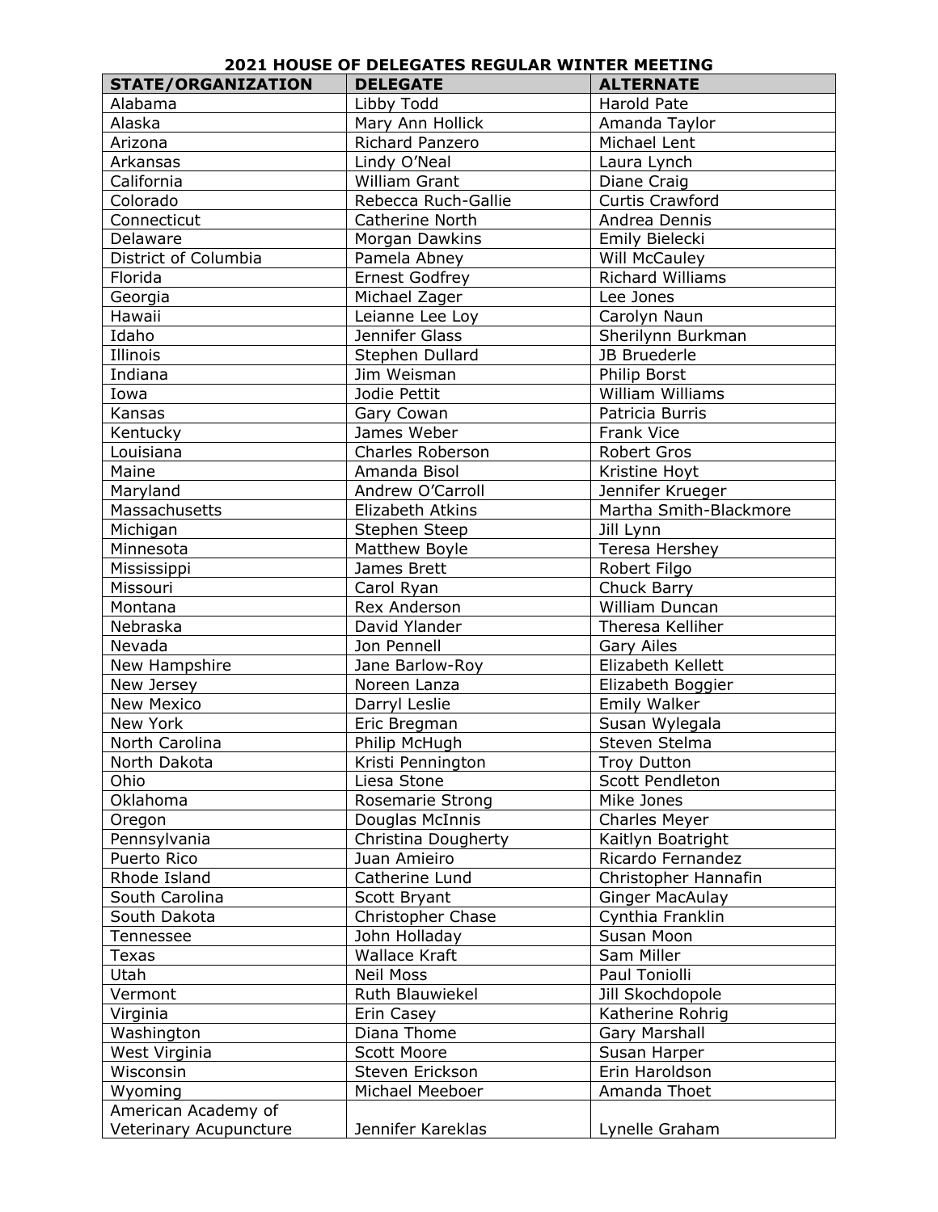# 2021 HOUSE OF DELEGATES REGULAR WINTER MEETING

| STATE/ORGANIZATION | DELEGATE | ALTERNATE |
|---|---|---|
| Alabama | Libby Todd | Harold Pate |
| Alaska | Mary Ann Hollick | Amanda Taylor |
| Arizona | Richard Panzero | Michael Lent |
| Arkansas | Lindy O'Neal | Laura Lynch |
| California | William Grant | Diane Craig |
| Colorado | Rebecca Ruch-Gallie | Curtis Crawford |
| Connecticut | Catherine North | Andrea Dennis |
| Delaware | Morgan Dawkins | Emily Bielecki |
| District of Columbia | Pamela Abney | Will McCauley |
| Florida | Ernest Godfrey | Richard Williams |
| Georgia | Michael Zager | Lee Jones |
| Hawaii | Leianne Lee Loy | Carolyn Naun |
| Idaho | Jennifer Glass | Sherilynn Burkman |
| Illinois | Stephen Dullard | JB Bruederle |
| Indiana | Jim Weisman | Philip Borst |
| Iowa | Jodie Pettit | William Williams |
| Kansas | Gary Cowan | Patricia Burris |
| Kentucky | James Weber | Frank Vice |
| Louisiana | Charles Roberson | Robert Gros |
| Maine | Amanda Bisol | Kristine Hoyt |
| Maryland | Andrew O'Carroll | Jennifer Krueger |
| Massachusetts | Elizabeth Atkins | Martha Smith-Blackmore |
| Michigan | Stephen Steep | Jill Lynn |
| Minnesota | Matthew Boyle | Teresa Hershey |
| Mississippi | James Brett | Robert Filgo |
| Missouri | Carol Ryan | Chuck Barry |
| Montana | Rex Anderson | William Duncan |
| Nebraska | David Ylander | Theresa Kelliher |
| Nevada | Jon Pennell | Gary Ailes |
| New Hampshire | Jane Barlow-Roy | Elizabeth Kellett |
| New Jersey | Noreen Lanza | Elizabeth Boggier |
| New Mexico | Darryl Leslie | Emily Walker |
| New York | Eric Bregman | Susan Wylegala |
| North Carolina | Philip McHugh | Steven Stelma |
| North Dakota | Kristi Pennington | Troy Dutton |
| Ohio | Liesa Stone | Scott Pendleton |
| Oklahoma | Rosemarie Strong | Mike Jones |
| Oregon | Douglas McInnis | Charles Meyer |
| Pennsylvania | Christina Dougherty | Kaitlyn Boatright |
| Puerto Rico | Juan Amieiro | Ricardo Fernandez |
| Rhode Island | Catherine Lund | Christopher Hannafin |
| South Carolina | Scott Bryant | Ginger MacAulay |
| South Dakota | Christopher Chase | Cynthia Franklin |
| Tennessee | John Holladay | Susan Moon |
| Texas | Wallace Kraft | Sam Miller |
| Utah | Neil Moss | Paul Toniolli |
| Vermont | Ruth Blauwiekel | Jill Skochdopole |
| Virginia | Erin Casey | Katherine Rohrig |
| Washington | Diana Thome | Gary Marshall |
| West Virginia | Scott Moore | Susan Harper |
| Wisconsin | Steven Erickson | Erin Haroldson |
| Wyoming | Michael Meeboer | Amanda Thoet |
| American Academy of Veterinary Acupuncture | Jennifer Kareklas | Lynelle Graham |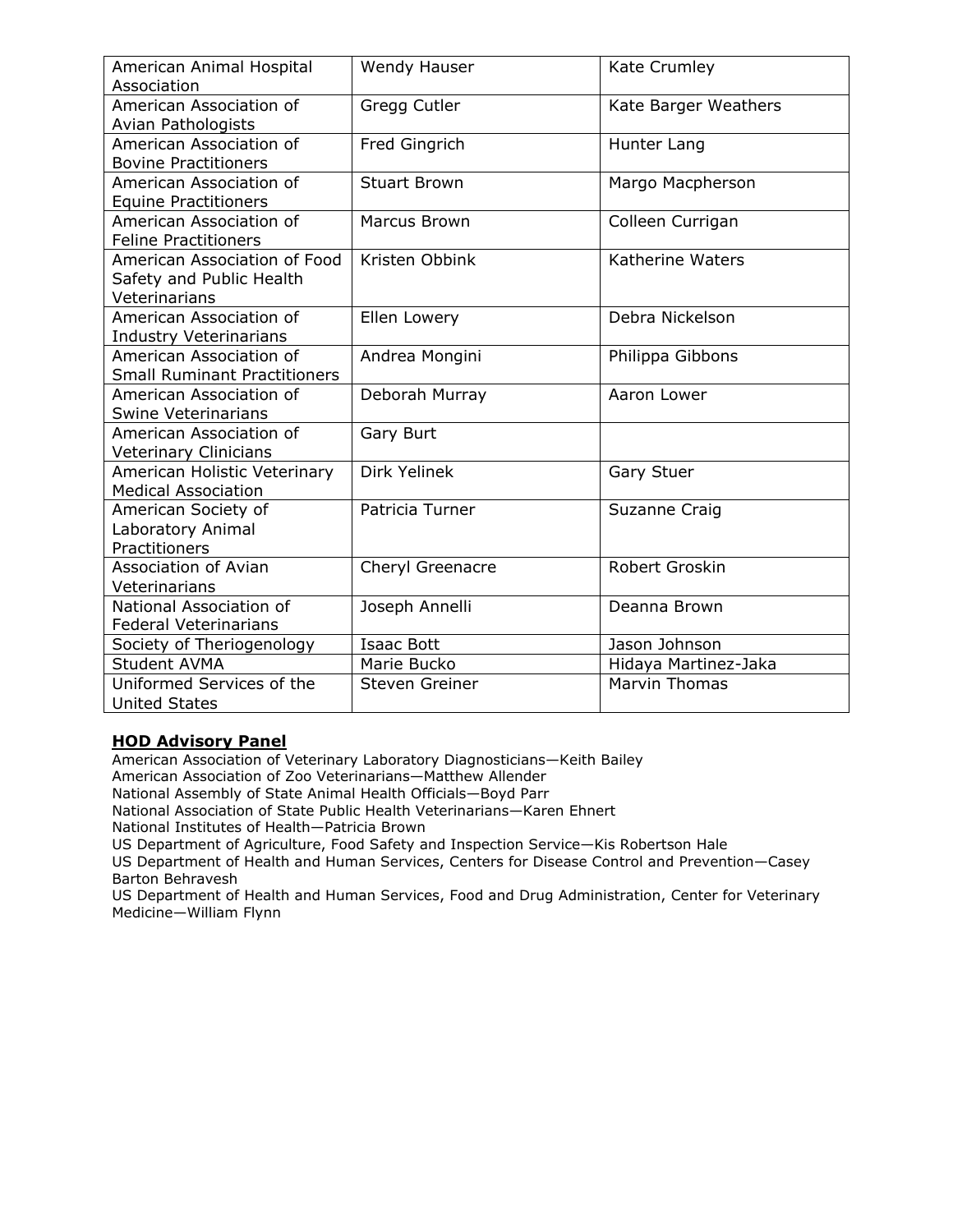| | | |
|---|---|---|
| American Animal Hospital Association | Wendy Hauser | Kate Crumley |
| American Association of Avian Pathologists | Gregg Cutler | Kate Barger Weathers |
| American Association of Bovine Practitioners | Fred Gingrich | Hunter Lang |
| American Association of Equine Practitioners | Stuart Brown | Margo Macpherson |
| American Association of Feline Practitioners | Marcus Brown | Colleen Currigan |
| American Association of Food Safety and Public Health Veterinarians | Kristen Obbink | Katherine Waters |
| American Association of Industry Veterinarians | Ellen Lowery | Debra Nickelson |
| American Association of Small Ruminant Practitioners | Andrea Mongini | Philippa Gibbons |
| American Association of Swine Veterinarians | Deborah Murray | Aaron Lower |
| American Association of Veterinary Clinicians | Gary Burt | |
| American Holistic Veterinary Medical Association | Dirk Yelinek | Gary Stuer |
| American Society of Laboratory Animal Practitioners | Patricia Turner | Suzanne Craig |
| Association of Avian Veterinarians | Cheryl Greenacre | Robert Groskin |
| National Association of Federal Veterinarians | Joseph Annelli | Deanna Brown |
| Society of Theriogenology | Isaac Bott | Jason Johnson |
| Student AVMA | Marie Bucko | Hidaya Martinez-Jaka |
| Uniformed Services of the United States | Steven Greiner | Marvin Thomas |

**HOD Advisory Panel**

American Association of Veterinary Laboratory Diagnosticians—Keith Bailey
American Association of Zoo Veterinarians—Matthew Allender
National Assembly of State Animal Health Officials—Boyd Parr
National Association of State Public Health Veterinarians—Karen Ehnert
National Institutes of Health—Patricia Brown
US Department of Agriculture, Food Safety and Inspection Service—Kis Robertson Hale
US Department of Health and Human Services, Centers for Disease Control and Prevention—Casey Barton Behravesh
US Department of Health and Human Services, Food and Drug Administration, Center for Veterinary Medicine—William Flynn